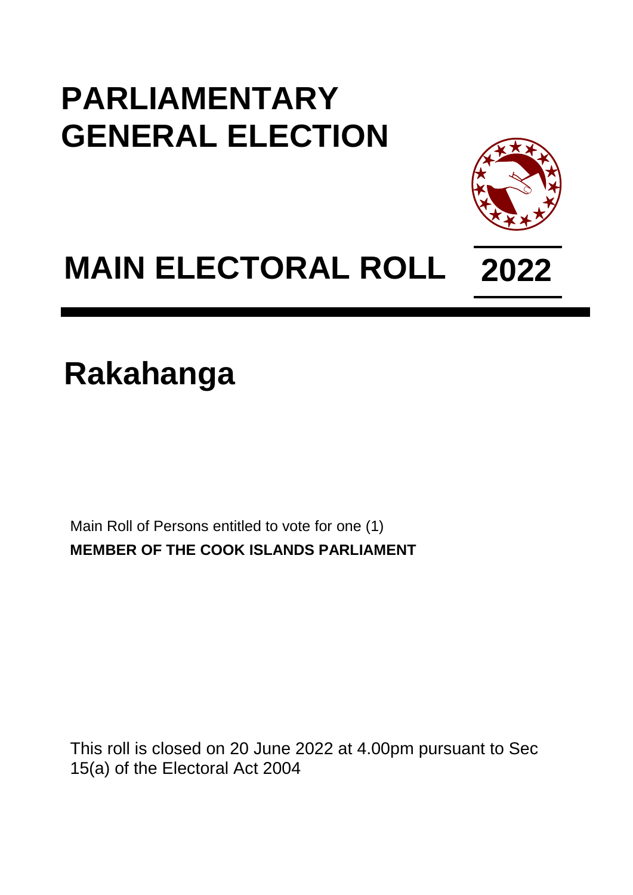# PARLIAMENTARY GENERAL ELECTION

# MAIN ELECTORAL ROLL 2022

# Rakahanga

Main Roll of Persons entitled to vote for one (1)

**MEMBER OF THE COOK ISLANDS PARLIAMENT**

This roll is closed on 20 June 2022 at 4.00pm pursuant to Sec 15(a) of the Electoral Act 2004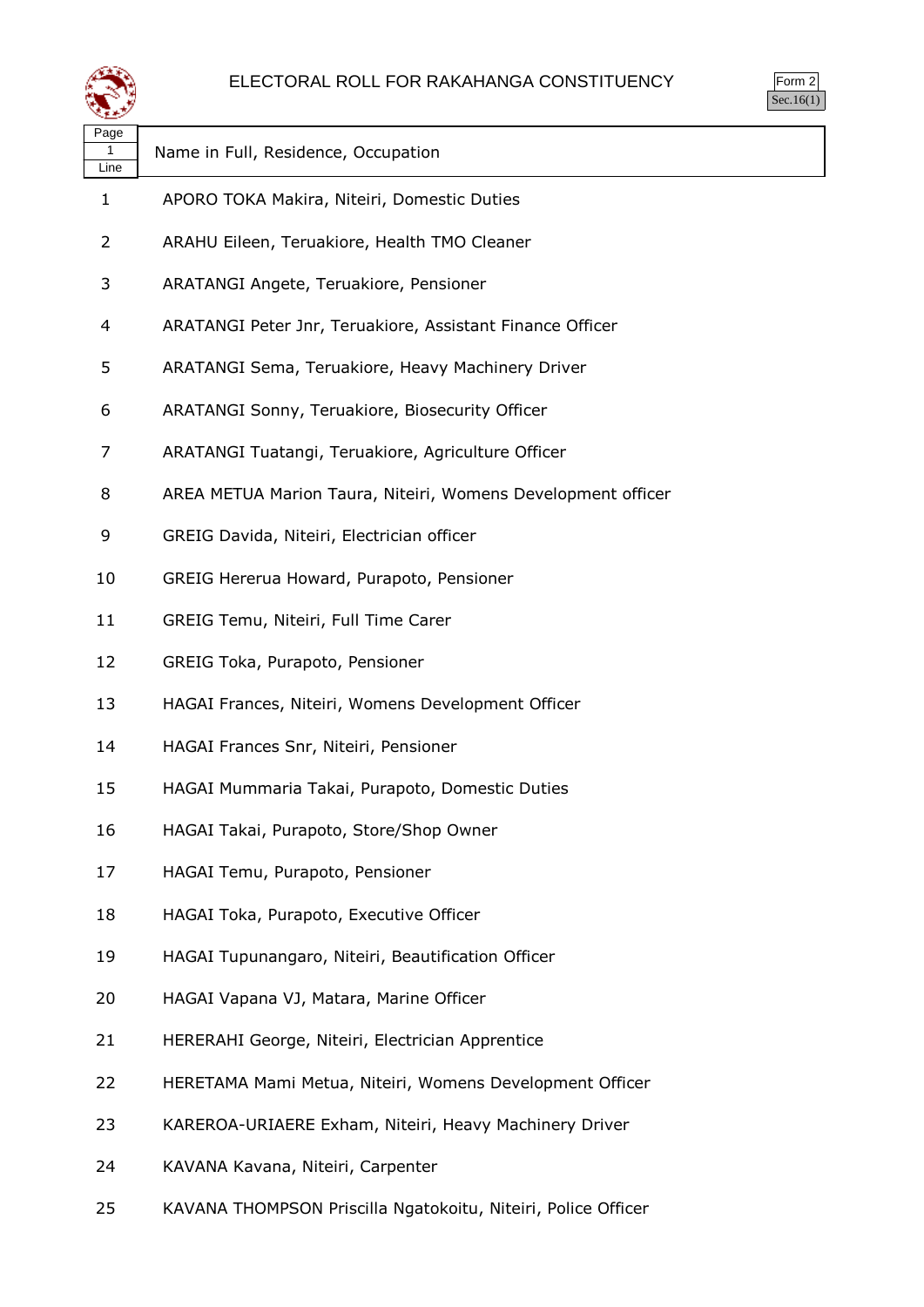# ELECTORAL ROLL FOR RAKAHANGA CONSTITUENCY

Form 2
Sec.16(1)

| Page 1 Line | Name in Full, Residence, Occupation |
|---|---|
| 1 | APORO TOKA Makira, Niteiri, Domestic Duties |
| 2 | ARAHU Eileen, Teruakiore, Health TMO Cleaner |
| 3 | ARATANGI Angete, Teruakiore, Pensioner |
| 4 | ARATANGI Peter Jnr, Teruakiore, Assistant Finance Officer |
| 5 | ARATANGI Sema, Teruakiore, Heavy Machinery Driver |
| 6 | ARATANGI Sonny, Teruakiore, Biosecurity Officer |
| 7 | ARATANGI Tuatangi, Teruakiore, Agriculture Officer |
| 8 | AREA METUA Marion Taura, Niteiri, Womens Development officer |
| 9 | GREIG Davida, Niteiri, Electrician officer |
| 10 | GREIG Hererua Howard, Purapoto, Pensioner |
| 11 | GREIG Temu, Niteiri, Full Time Carer |
| 12 | GREIG Toka, Purapoto, Pensioner |
| 13 | HAGAI Frances, Niteiri, Womens Development Officer |
| 14 | HAGAI Frances Snr, Niteiri, Pensioner |
| 15 | HAGAI Mummaria Takai, Purapoto, Domestic Duties |
| 16 | HAGAI Takai, Purapoto, Store/Shop Owner |
| 17 | HAGAI Temu, Purapoto, Pensioner |
| 18 | HAGAI Toka, Purapoto, Executive Officer |
| 19 | HAGAI Tupunangaro, Niteiri, Beautification Officer |
| 20 | HAGAI Vapana VJ, Matara, Marine Officer |
| 21 | HERERAHI George, Niteiri, Electrician Apprentice |
| 22 | HERETAMA Mami Metua, Niteiri, Womens Development Officer |
| 23 | KAREROA-URIAERE Exham, Niteiri, Heavy Machinery Driver |
| 24 | KAVANA Kavana, Niteiri, Carpenter |
| 25 | KAVANA THOMPSON Priscilla Ngatokoitu, Niteiri, Police Officer |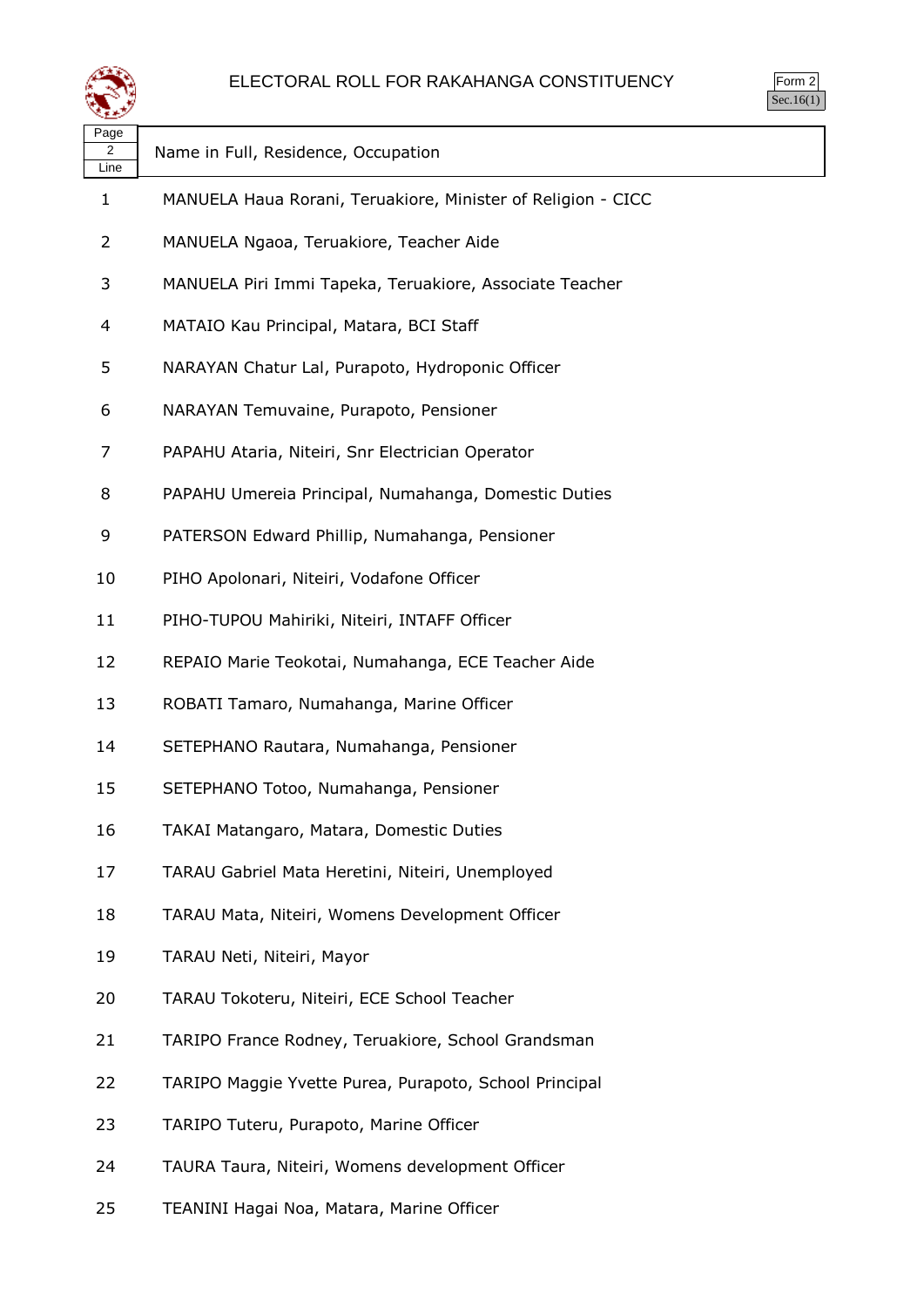# ELECTORAL ROLL FOR RAKAHANGA CONSTITUENCY

Form 2
Sec.16(1)

| Page 2 Line | Name in Full, Residence, Occupation |
|---|---|
| 1 | MANUELA Haua Rorani, Teruakiore, Minister of Religion - CICC |
| 2 | MANUELA Ngaoa, Teruakiore, Teacher Aide |
| 3 | MANUELA Piri Immi Tapeka, Teruakiore, Associate Teacher |
| 4 | MATAIO Kau Principal, Matara, BCI Staff |
| 5 | NARAYAN Chatur Lal, Purapoto, Hydroponic Officer |
| 6 | NARAYAN Temuvaine, Purapoto, Pensioner |
| 7 | PAPAHU Ataria, Niteiri, Snr Electrician Operator |
| 8 | PAPAHU Umereia Principal, Numahanga, Domestic Duties |
| 9 | PATERSON Edward Phillip, Numahanga, Pensioner |
| 10 | PIHO Apolonari, Niteiri, Vodafone Officer |
| 11 | PIHO-TUPOU Mahiriki, Niteiri, INTAFF Officer |
| 12 | REPAIO Marie Teokotai, Numahanga, ECE Teacher Aide |
| 13 | ROBATI Tamaro, Numahanga, Marine Officer |
| 14 | SETEPHANO Rautara, Numahanga, Pensioner |
| 15 | SETEPHANO Totoo, Numahanga, Pensioner |
| 16 | TAKAI Matangaro, Matara, Domestic Duties |
| 17 | TARAU Gabriel Mata Heretini, Niteiri, Unemployed |
| 18 | TARAU Mata, Niteiri, Womens Development Officer |
| 19 | TARAU Neti, Niteiri, Mayor |
| 20 | TARAU Tokoteru, Niteiri, ECE School Teacher |
| 21 | TARIPO France Rodney, Teruakiore, School Grandsman |
| 22 | TARIPO Maggie Yvette Purea, Purapoto, School Principal |
| 23 | TARIPO Tuteru, Purapoto, Marine Officer |
| 24 | TAURA Taura, Niteiri, Womens development Officer |
| 25 | TEANINI Hagai Noa, Matara, Marine Officer |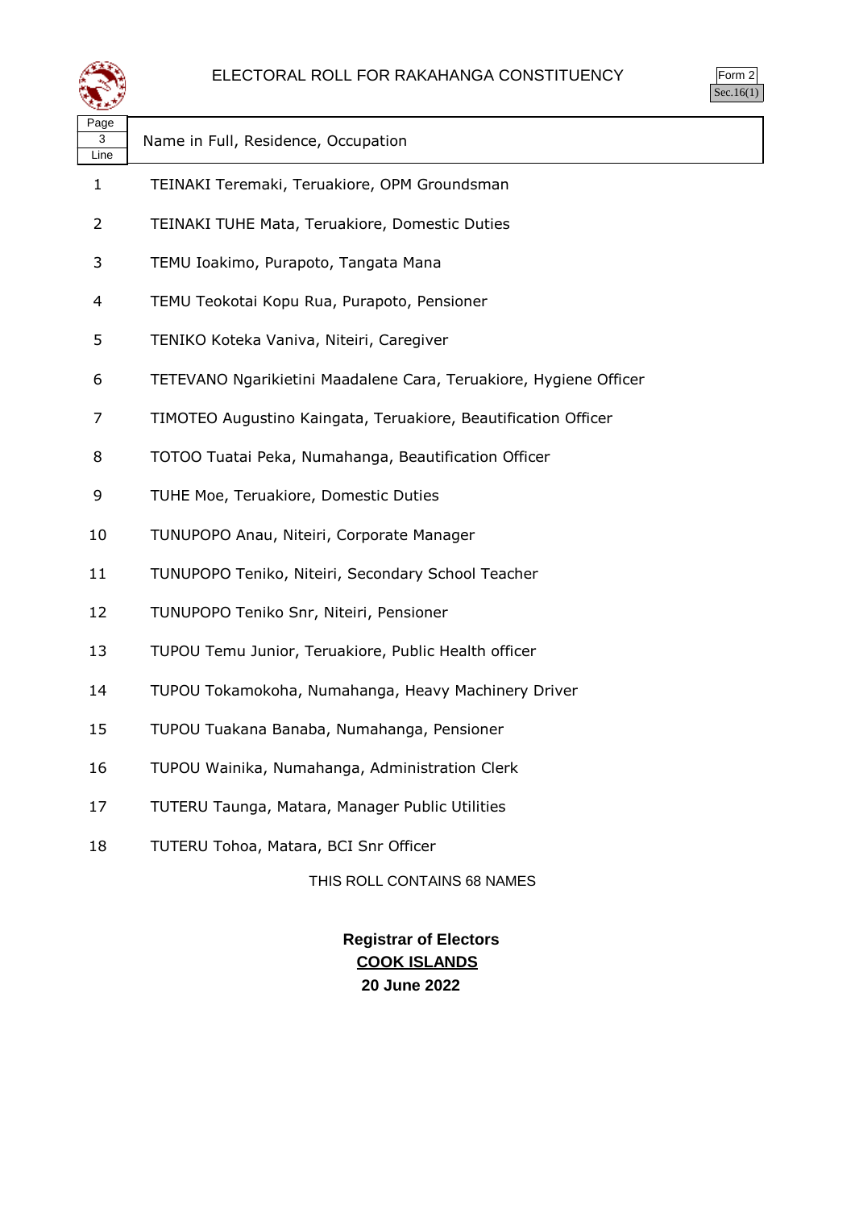ELECTORAL ROLL FOR RAKAHANGA CONSTITUENCY

Form 2
Sec.16(1)

| Page 3 Line | Name in Full, Residence, Occupation |
|---|---|
| 1 | TEINAKI Teremaki, Teruakiore, OPM Groundsman |
| 2 | TEINAKI TUHE Mata, Teruakiore, Domestic Duties |
| 3 | TEMU Ioakimo, Purapoto, Tangata Mana |
| 4 | TEMU Teokotai Kopu Rua, Purapoto, Pensioner |
| 5 | TENIKO Koteka Vaniva, Niteiri, Caregiver |
| 6 | TETEVANO Ngarikietini Maadalene Cara, Teruakiore, Hygiene Officer |
| 7 | TIMOTEO Augustino Kaingata, Teruakiore, Beautification Officer |
| 8 | TOTOO Tuatai Peka, Numahanga, Beautification Officer |
| 9 | TUHE Moe, Teruakiore, Domestic Duties |
| 10 | TUNUPOPO Anau, Niteiri, Corporate Manager |
| 11 | TUNUPOPO Teniko, Niteiri, Secondary School Teacher |
| 12 | TUNUPOPO Teniko Snr, Niteiri, Pensioner |
| 13 | TUPOU Temu Junior, Teruakiore, Public Health officer |
| 14 | TUPOU Tokamokoha, Numahanga, Heavy Machinery Driver |
| 15 | TUPOU Tuakana Banaba, Numahanga, Pensioner |
| 16 | TUPOU Wainika, Numahanga, Administration Clerk |
| 17 | TUTERU Taunga, Matara, Manager Public Utilities |
| 18 | TUTERU Tohoa, Matara, BCI Snr Officer |

THIS ROLL CONTAINS 68 NAMES

**Registrar of Electors**
**COOK ISLANDS**
**20 June 2022**